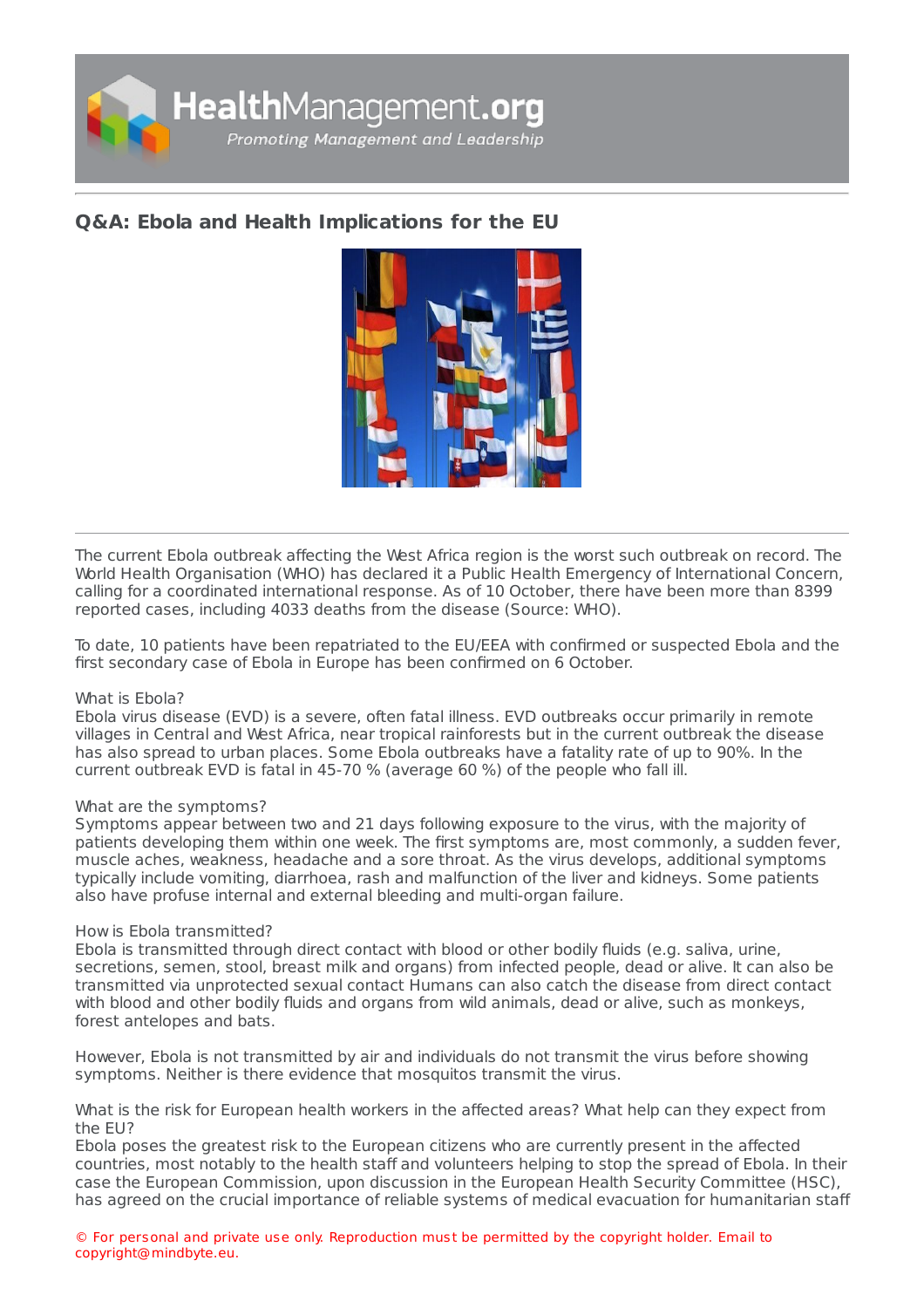# Q&A: Ebola and Health Implications for the EU

The current Ebola outbreak affecting the West Africa region is the worst such outbreak on record. The World Health Organisation (WHO) has declared it a Public Health Emergency of International Concern, calling for a coordinated international response. As of 10 October, there have been more than 8399 reported cases, including 4033 deaths from the disease (Source: WHO).

To date, 10 patients have been repatriated to the EU/EEA with confirmed or suspected Ebola and the first secondary case of Ebola in Europe has been confirmed on 6 October.

What is Ebola?
Ebola virus disease (EVD) is a severe, often fatal illness. EVD outbreaks occur primarily in remote villages in Central and West Africa, near tropical rainforests but in the current outbreak the disease has also spread to urban places. Some Ebola outbreaks have a fatality rate of up to 90%. In the current outbreak EVD is fatal in 45-70 % (average 60 %) of the people who fall ill.

What are the symptoms?
Symptoms appear between two and 21 days following exposure to the virus, with the majority of patients developing them within one week. The first symptoms are, most commonly, a sudden fever, muscle aches, weakness, headache and a sore throat. As the virus develops, additional symptoms typically include vomiting, diarrhoea, rash and malfunction of the liver and kidneys. Some patients also have profuse internal and external bleeding and multi-organ failure.

How is Ebola transmitted?
Ebola is transmitted through direct contact with blood or other bodily fluids (e.g. saliva, urine, secretions, semen, stool, breast milk and organs) from infected people, dead or alive. It can also be transmitted via unprotected sexual contact Humans can also catch the disease from direct contact with blood and other bodily fluids and organs from wild animals, dead or alive, such as monkeys, forest antelopes and bats.

However, Ebola is not transmitted by air and individuals do not transmit the virus before showing symptoms. Neither is there evidence that mosquitos transmit the virus.

What is the risk for European health workers in the affected areas? What help can they expect from the EU?
Ebola poses the greatest risk to the European citizens who are currently present in the affected countries, most notably to the health staff and volunteers helping to stop the spread of Ebola. In their case the European Commission, upon discussion in the European Health Security Committee (HSC), has agreed on the crucial importance of reliable systems of medical evacuation for humanitarian staff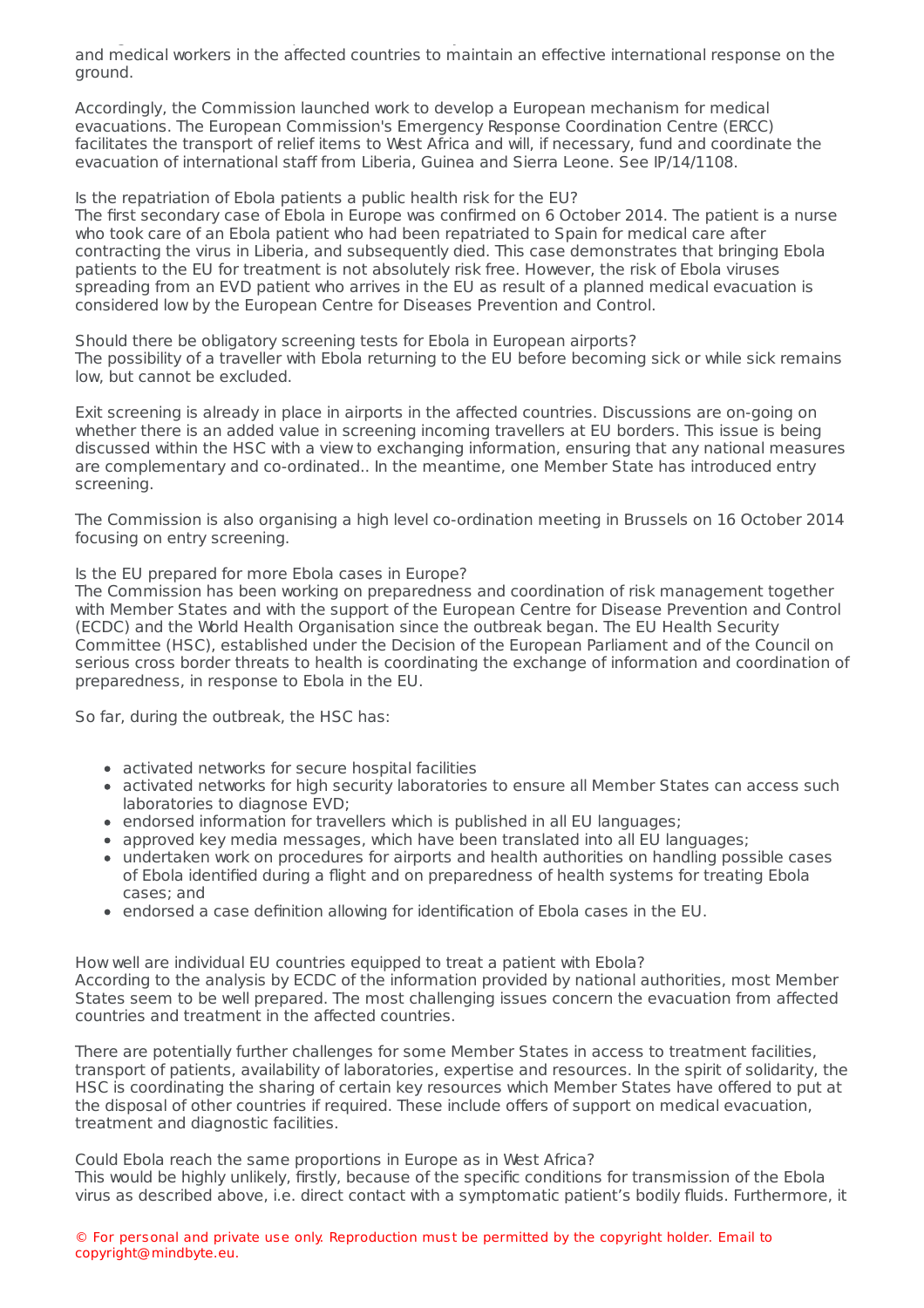and medical workers in the affected countries to maintain an effective international response on the ground.

Accordingly, the Commission launched work to develop a European mechanism for medical evacuations. The European Commission's Emergency Response Coordination Centre (ERCC) facilitates the transport of relief items to West Africa and will, if necessary, fund and coordinate the evacuation of international staff from Liberia, Guinea and Sierra Leone. See IP/14/1108.

Is the repatriation of Ebola patients a public health risk for the EU?
The first secondary case of Ebola in Europe was confirmed on 6 October 2014. The patient is a nurse who took care of an Ebola patient who had been repatriated to Spain for medical care after contracting the virus in Liberia, and subsequently died. This case demonstrates that bringing Ebola patients to the EU for treatment is not absolutely risk free. However, the risk of Ebola viruses spreading from an EVD patient who arrives in the EU as result of a planned medical evacuation is considered low by the European Centre for Diseases Prevention and Control.

Should there be obligatory screening tests for Ebola in European airports?
The possibility of a traveller with Ebola returning to the EU before becoming sick or while sick remains low, but cannot be excluded.

Exit screening is already in place in airports in the affected countries. Discussions are on-going on whether there is an added value in screening incoming travellers at EU borders. This issue is being discussed within the HSC with a view to exchanging information, ensuring that any national measures are complementary and co-ordinated.. In the meantime, one Member State has introduced entry screening.

The Commission is also organising a high level co-ordination meeting in Brussels on 16 October 2014 focusing on entry screening.

Is the EU prepared for more Ebola cases in Europe?
The Commission has been working on preparedness and coordination of risk management together with Member States and with the support of the European Centre for Disease Prevention and Control (ECDC) and the World Health Organisation since the outbreak began. The EU Health Security Committee (HSC), established under the Decision of the European Parliament and of the Council on serious cross border threats to health is coordinating the exchange of information and coordination of preparedness, in response to Ebola in the EU.

So far, during the outbreak, the HSC has:

- activated networks for secure hospital facilities
- activated networks for high security laboratories to ensure all Member States can access such laboratories to diagnose EVD;
- endorsed information for travellers which is published in all EU languages;
- approved key media messages, which have been translated into all EU languages;
- undertaken work on procedures for airports and health authorities on handling possible cases of Ebola identified during a flight and on preparedness of health systems for treating Ebola cases; and
- endorsed a case definition allowing for identification of Ebola cases in the EU.

How well are individual EU countries equipped to treat a patient with Ebola?
According to the analysis by ECDC of the information provided by national authorities, most Member States seem to be well prepared. The most challenging issues concern the evacuation from affected countries and treatment in the affected countries.

There are potentially further challenges for some Member States in access to treatment facilities, transport of patients, availability of laboratories, expertise and resources. In the spirit of solidarity, the HSC is coordinating the sharing of certain key resources which Member States have offered to put at the disposal of other countries if required. These include offers of support on medical evacuation, treatment and diagnostic facilities.

Could Ebola reach the same proportions in Europe as in West Africa?
This would be highly unlikely, firstly, because of the specific conditions for transmission of the Ebola virus as described above, i.e. direct contact with a symptomatic patient's bodily fluids. Furthermore, it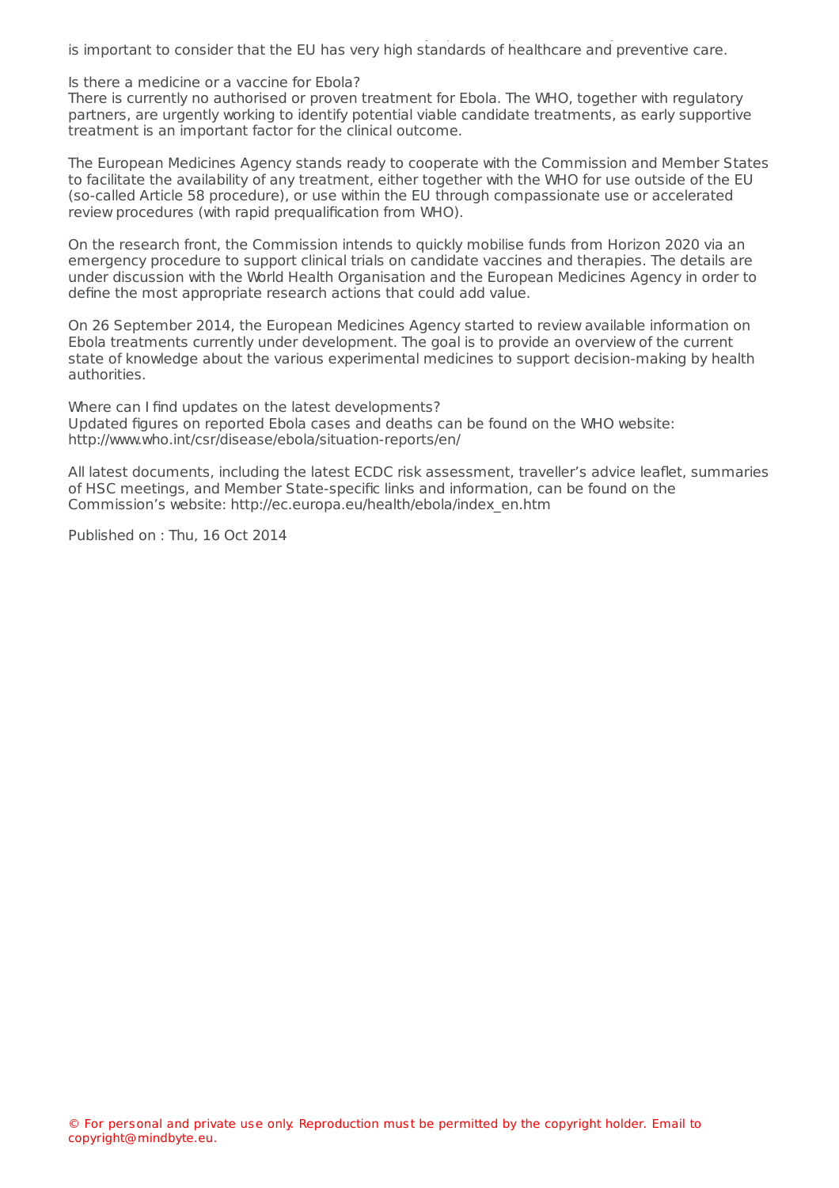is important to consider that the EU has very high standards of healthcare and preventive care.

Is there a medicine or a vaccine for Ebola?
There is currently no authorised or proven treatment for Ebola. The WHO, together with regulatory partners, are urgently working to identify potential viable candidate treatments, as early supportive treatment is an important factor for the clinical outcome.

The European Medicines Agency stands ready to cooperate with the Commission and Member States to facilitate the availability of any treatment, either together with the WHO for use outside of the EU (so-called Article 58 procedure), or use within the EU through compassionate use or accelerated review procedures (with rapid prequalification from WHO).

On the research front, the Commission intends to quickly mobilise funds from Horizon 2020 via an emergency procedure to support clinical trials on candidate vaccines and therapies. The details are under discussion with the World Health Organisation and the European Medicines Agency in order to define the most appropriate research actions that could add value.

On 26 September 2014, the European Medicines Agency started to review available information on Ebola treatments currently under development. The goal is to provide an overview of the current state of knowledge about the various experimental medicines to support decision-making by health authorities.

Where can I find updates on the latest developments?
Updated figures on reported Ebola cases and deaths can be found on the WHO website: http://www.who.int/csr/disease/ebola/situation-reports/en/

All latest documents, including the latest ECDC risk assessment, traveller's advice leaflet, summaries of HSC meetings, and Member State-specific links and information, can be found on the Commission's website: http://ec.europa.eu/health/ebola/index_en.htm

Published on : Thu, 16 Oct 2014

© For personal and private use only. Reproduction must be permitted by the copyright holder. Email to copyright@mindbyte.eu.